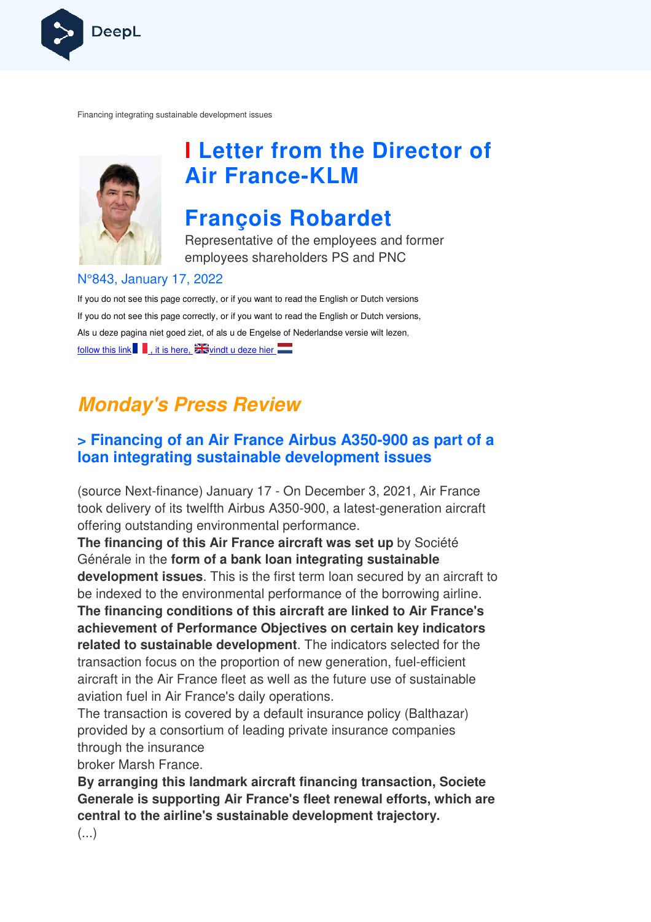Financing integrating sustainable development issues

# Letter from the Director of Air France-KLM

## François Robardet

Representative of the employees and former employees shareholders PS and PNC

N°843, January 17, 2022

If you do not see this page correctly, or if you want to read the English or Dutch versions

If you do not see this page correctly, or if you want to read the English or Dutch versions,

Als u deze pagina niet goed ziet, of als u de Engelse of Nederlandse versie wilt lezen,

follow this link , it is here, vindt u deze hier

## *Monday's Press Review*

### > Financing of an Air France Airbus A350-900 as part of a loan integrating sustainable development issues

(source Next-finance) January 17 - On December 3, 2021, Air France took delivery of its twelfth Airbus A350-900, a latest-generation aircraft offering outstanding environmental performance.

**The financing of this Air France aircraft was set up** by Société Générale in the **form of a bank loan integrating sustainable development issues**. This is the first term loan secured by an aircraft to be indexed to the environmental performance of the borrowing airline.

**The financing conditions of this aircraft are linked to Air France's achievement of Performance Objectives on certain key indicators related to sustainable development**. The indicators selected for the transaction focus on the proportion of new generation, fuel-efficient aircraft in the Air France fleet as well as the future use of sustainable aviation fuel in Air France's daily operations.

The transaction is covered by a default insurance policy (Balthazar) provided by a consortium of leading private insurance companies through the insurance broker Marsh France.

**By arranging this landmark aircraft financing transaction, Societe Generale is supporting Air France's fleet renewal efforts, which are central to the airline's sustainable development trajectory.**

(...)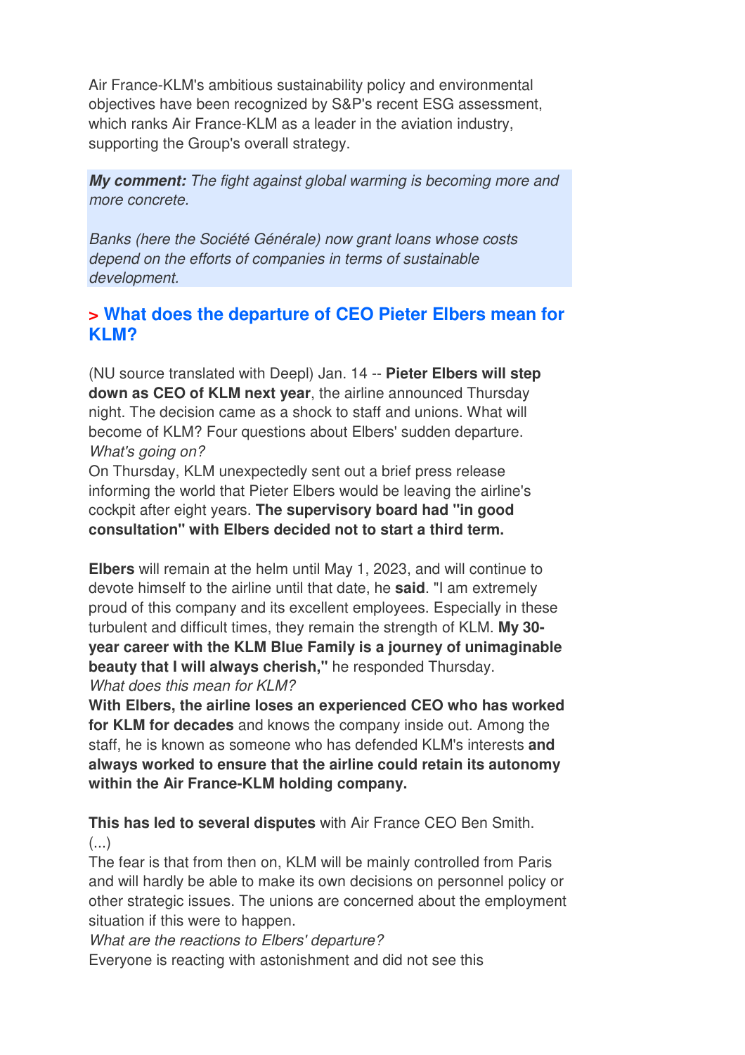Air France-KLM's ambitious sustainability policy and environmental objectives have been recognized by S&P's recent ESG assessment, which ranks Air France-KLM as a leader in the aviation industry, supporting the Group's overall strategy.

> ***My comment:*** *The fight against global warming is becoming more and more concrete.*
>
> *Banks (here the Société Générale) now grant loans whose costs depend on the efforts of companies in terms of sustainable development.*

### > What does the departure of CEO Pieter Elbers mean for KLM?

(NU source translated with Deepl) Jan. 14 -- **Pieter Elbers will step down as CEO of KLM next year**, the airline announced Thursday night. The decision came as a shock to staff and unions. What will become of KLM? Four questions about Elbers' sudden departure.

*What's going on?*

On Thursday, KLM unexpectedly sent out a brief press release informing the world that Pieter Elbers would be leaving the airline's cockpit after eight years. **The supervisory board had "in good consultation" with Elbers decided not to start a third term.**

**Elbers** will remain at the helm until May 1, 2023, and will continue to devote himself to the airline until that date, he **said**. "I am extremely proud of this company and its excellent employees. Especially in these turbulent and difficult times, they remain the strength of KLM. **My 30-year career with the KLM Blue Family is a journey of unimaginable beauty that I will always cherish,"** he responded Thursday.

*What does this mean for KLM?*

**With Elbers, the airline loses an experienced CEO who has worked for KLM for decades** and knows the company inside out. Among the staff, he is known as someone who has defended KLM's interests **and always worked to ensure that the airline could retain its autonomy within the Air France-KLM holding company.**

**This has led to several disputes** with Air France CEO Ben Smith.

(...)

The fear is that from then on, KLM will be mainly controlled from Paris and will hardly be able to make its own decisions on personnel policy or other strategic issues. The unions are concerned about the employment situation if this were to happen.

*What are the reactions to Elbers' departure?*

Everyone is reacting with astonishment and did not see this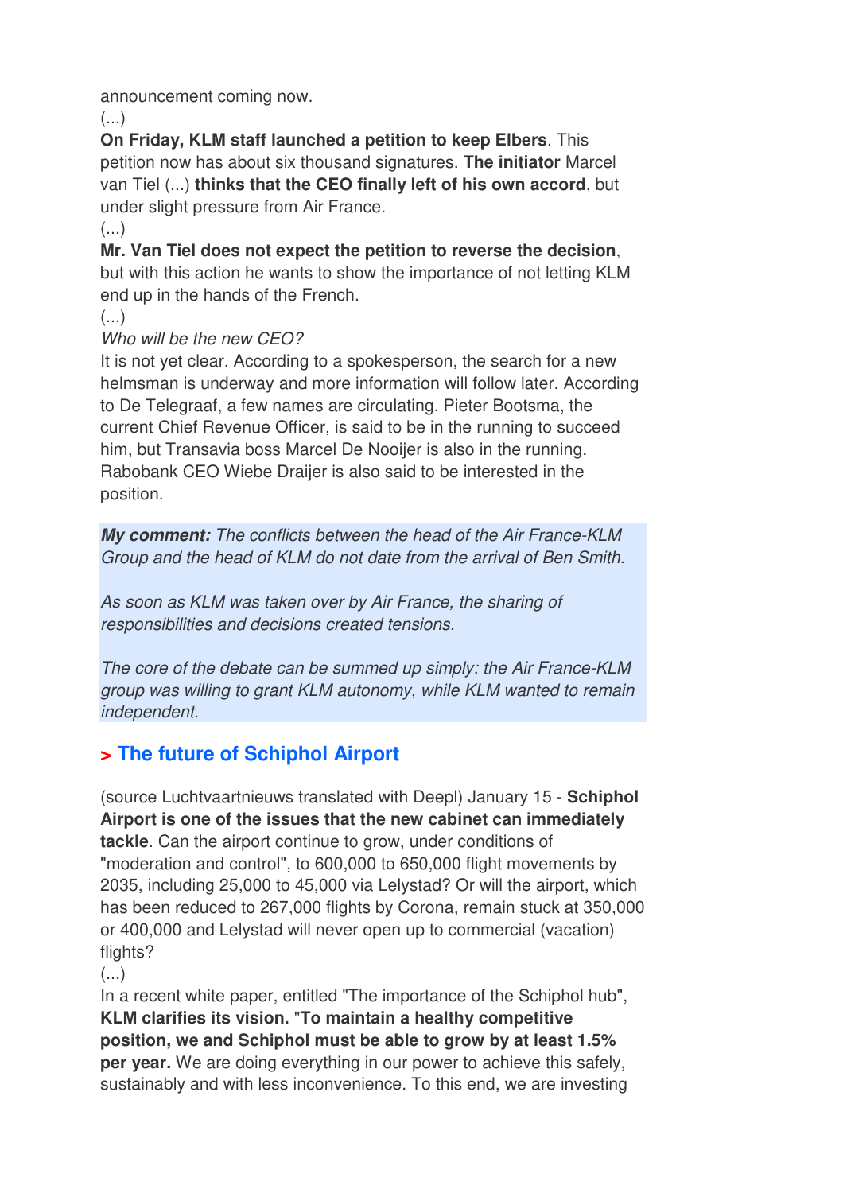announcement coming now.

(...)

**On Friday, KLM staff launched a petition to keep Elbers**. This petition now has about six thousand signatures. **The initiator** Marcel van Tiel (...) **thinks that the CEO finally left of his own accord**, but under slight pressure from Air France.

(...)

**Mr. Van Tiel does not expect the petition to reverse the decision**, but with this action he wants to show the importance of not letting KLM end up in the hands of the French.

(...)

*Who will be the new CEO?*

It is not yet clear. According to a spokesperson, the search for a new helmsman is underway and more information will follow later. According to De Telegraaf, a few names are circulating. Pieter Bootsma, the current Chief Revenue Officer, is said to be in the running to succeed him, but Transavia boss Marcel De Nooijer is also in the running. Rabobank CEO Wiebe Draijer is also said to be interested in the position.

***My comment:*** *The conflicts between the head of the Air France-KLM Group and the head of KLM do not date from the arrival of Ben Smith.*

*As soon as KLM was taken over by Air France, the sharing of responsibilities and decisions created tensions.*

*The core of the debate can be summed up simply: the Air France-KLM group was willing to grant KLM autonomy, while KLM wanted to remain independent.*

## > The future of Schiphol Airport

(source Luchtvaartnieuws translated with Deepl) January 15 - **Schiphol Airport is one of the issues that the new cabinet can immediately tackle**. Can the airport continue to grow, under conditions of "moderation and control", to 600,000 to 650,000 flight movements by 2035, including 25,000 to 45,000 via Lelystad? Or will the airport, which has been reduced to 267,000 flights by Corona, remain stuck at 350,000 or 400,000 and Lelystad will never open up to commercial (vacation) flights?

(...)

In a recent white paper, entitled "The importance of the Schiphol hub", **KLM clarifies its vision. "To maintain a healthy competitive position, we and Schiphol must be able to grow by at least 1.5% per year.** We are doing everything in our power to achieve this safely, sustainably and with less inconvenience. To this end, we are investing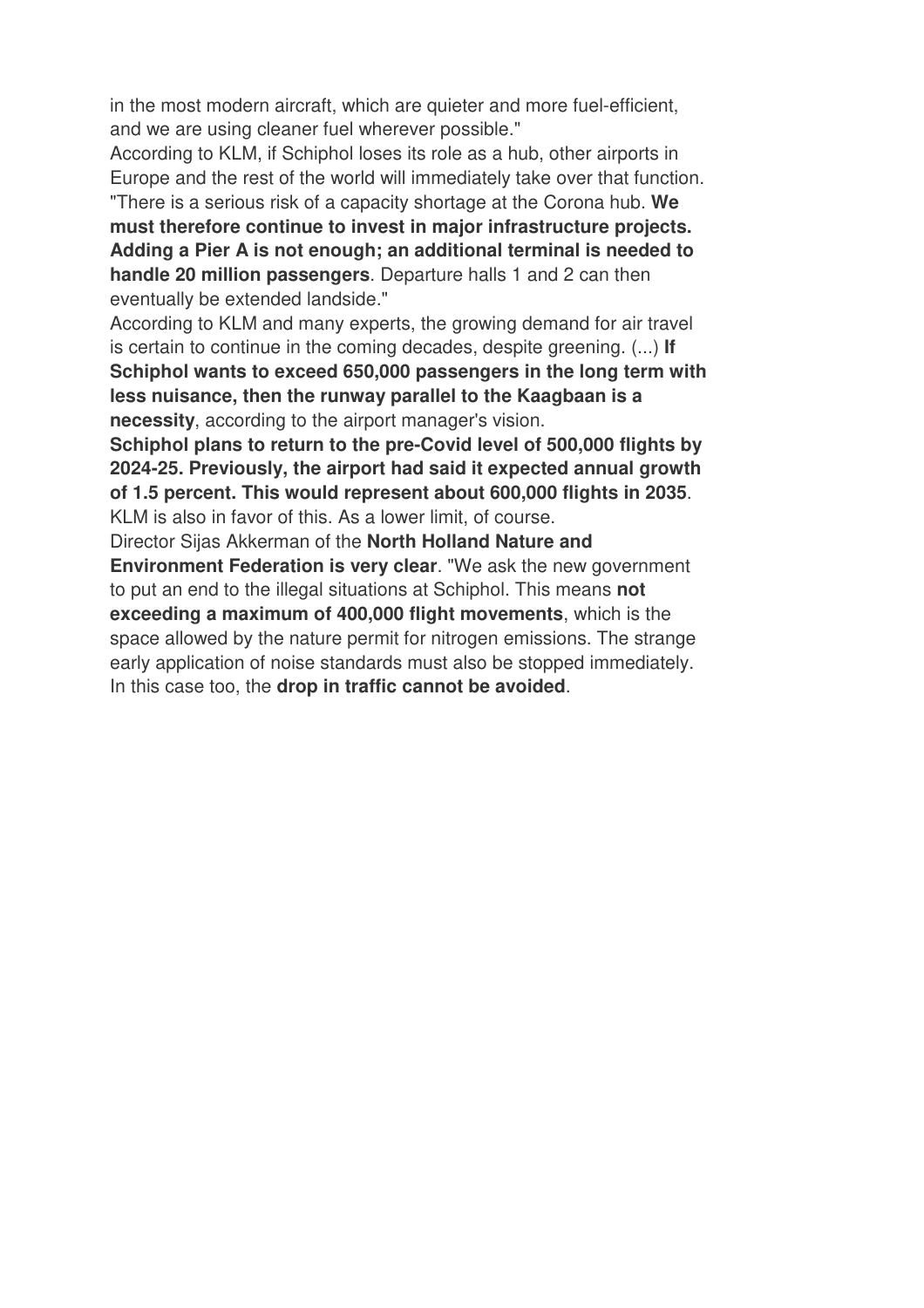in the most modern aircraft, which are quieter and more fuel-efficient, and we are using cleaner fuel wherever possible."

According to KLM, if Schiphol loses its role as a hub, other airports in Europe and the rest of the world will immediately take over that function. "There is a serious risk of a capacity shortage at the Corona hub. **We must therefore continue to invest in major infrastructure projects. Adding a Pier A is not enough; an additional terminal is needed to handle 20 million passengers**. Departure halls 1 and 2 can then eventually be extended landside."

According to KLM and many experts, the growing demand for air travel is certain to continue in the coming decades, despite greening. (...) **If Schiphol wants to exceed 650,000 passengers in the long term with less nuisance, then the runway parallel to the Kaagbaan is a necessity**, according to the airport manager's vision.

**Schiphol plans to return to the pre-Covid level of 500,000 flights by 2024-25. Previously, the airport had said it expected annual growth of 1.5 percent. This would represent about 600,000 flights in 2035**. KLM is also in favor of this. As a lower limit, of course.

Director Sijas Akkerman of the **North Holland Nature and Environment Federation is very clear**. "We ask the new government to put an end to the illegal situations at Schiphol. This means **not exceeding a maximum of 400,000 flight movements**, which is the space allowed by the nature permit for nitrogen emissions. The strange early application of noise standards must also be stopped immediately. In this case too, the **drop in traffic cannot be avoided**.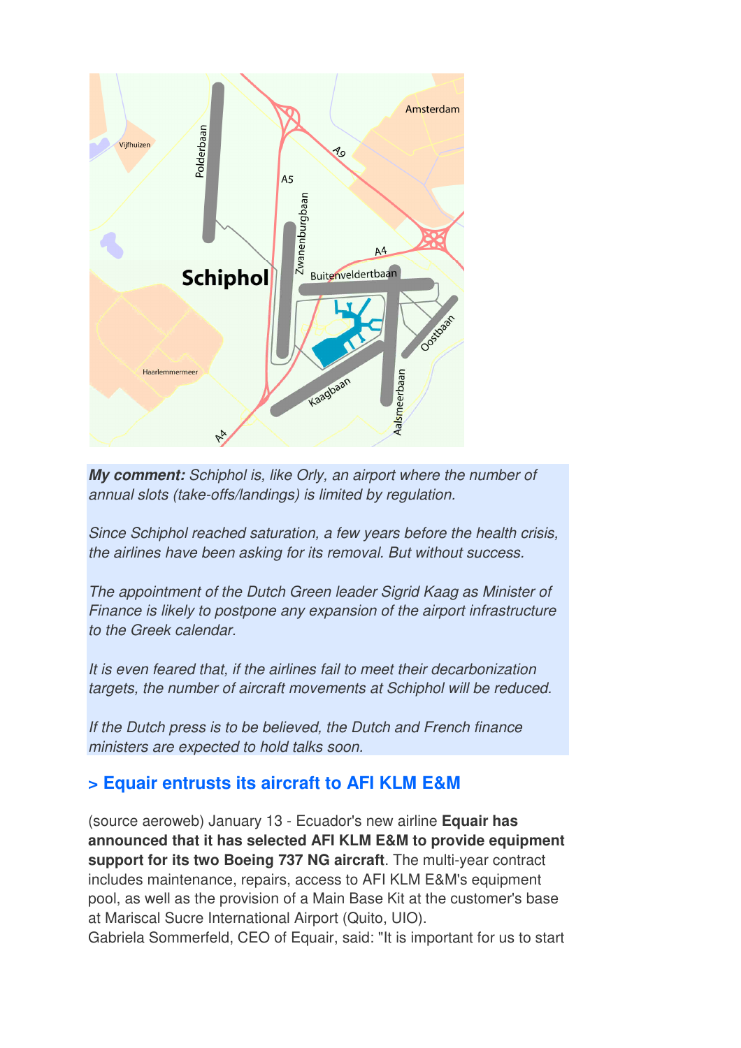***My comment:*** *Schiphol is, like Orly, an airport where the number of annual slots (take-offs/landings) is limited by regulation.*

*Since Schiphol reached saturation, a few years before the health crisis, the airlines have been asking for its removal. But without success.*

*The appointment of the Dutch Green leader Sigrid Kaag as Minister of Finance is likely to postpone any expansion of the airport infrastructure to the Greek calendar.*

*It is even feared that, if the airlines fail to meet their decarbonization targets, the number of aircraft movements at Schiphol will be reduced.*

*If the Dutch press is to be believed, the Dutch and French finance ministers are expected to hold talks soon.*

## > Equair entrusts its aircraft to AFI KLM E&M

(source aeroweb) January 13 - Ecuador's new airline **Equair has announced that it has selected AFI KLM E&M to provide equipment support for its two Boeing 737 NG aircraft**. The multi-year contract includes maintenance, repairs, access to AFI KLM E&M's equipment pool, as well as the provision of a Main Base Kit at the customer's base at Mariscal Sucre International Airport (Quito, UIO).
Gabriela Sommerfeld, CEO of Equair, said: "It is important for us to start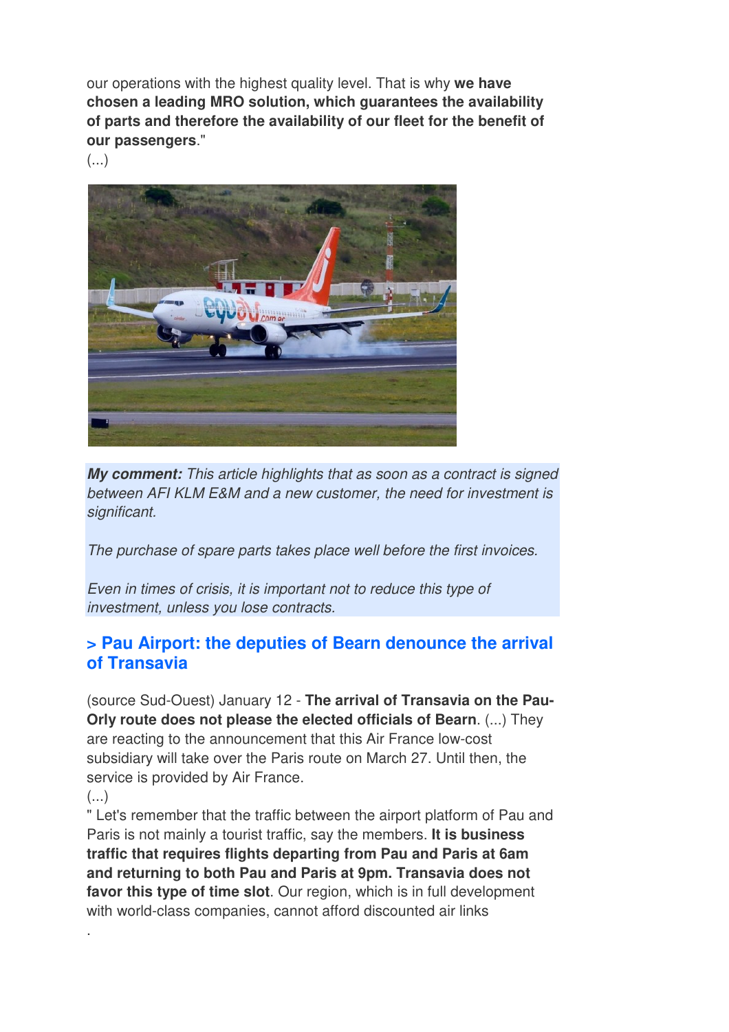our operations with the highest quality level. That is why **we have chosen a leading MRO solution, which guarantees the availability of parts and therefore the availability of our fleet for the benefit of our passengers**."

(...)

***My comment:*** *This article highlights that as soon as a contract is signed between AFI KLM E&M and a new customer, the need for investment is significant.*

*The purchase of spare parts takes place well before the first invoices.*

*Even in times of crisis, it is important not to reduce this type of investment, unless you lose contracts.*

## > Pau Airport: the deputies of Bearn denounce the arrival of Transavia

(source Sud-Ouest) January 12 - **The arrival of Transavia on the Pau-Orly route does not please the elected officials of Bearn**. (...) They are reacting to the announcement that this Air France low-cost subsidiary will take over the Paris route on March 27. Until then, the service is provided by Air France.

(...)

" Let's remember that the traffic between the airport platform of Pau and Paris is not mainly a tourist traffic, say the members. **It is business traffic that requires flights departing from Pau and Paris at 6am and returning to both Pau and Paris at 9pm. Transavia does not favor this type of time slot**. Our region, which is in full development with world-class companies, cannot afford discounted air links

.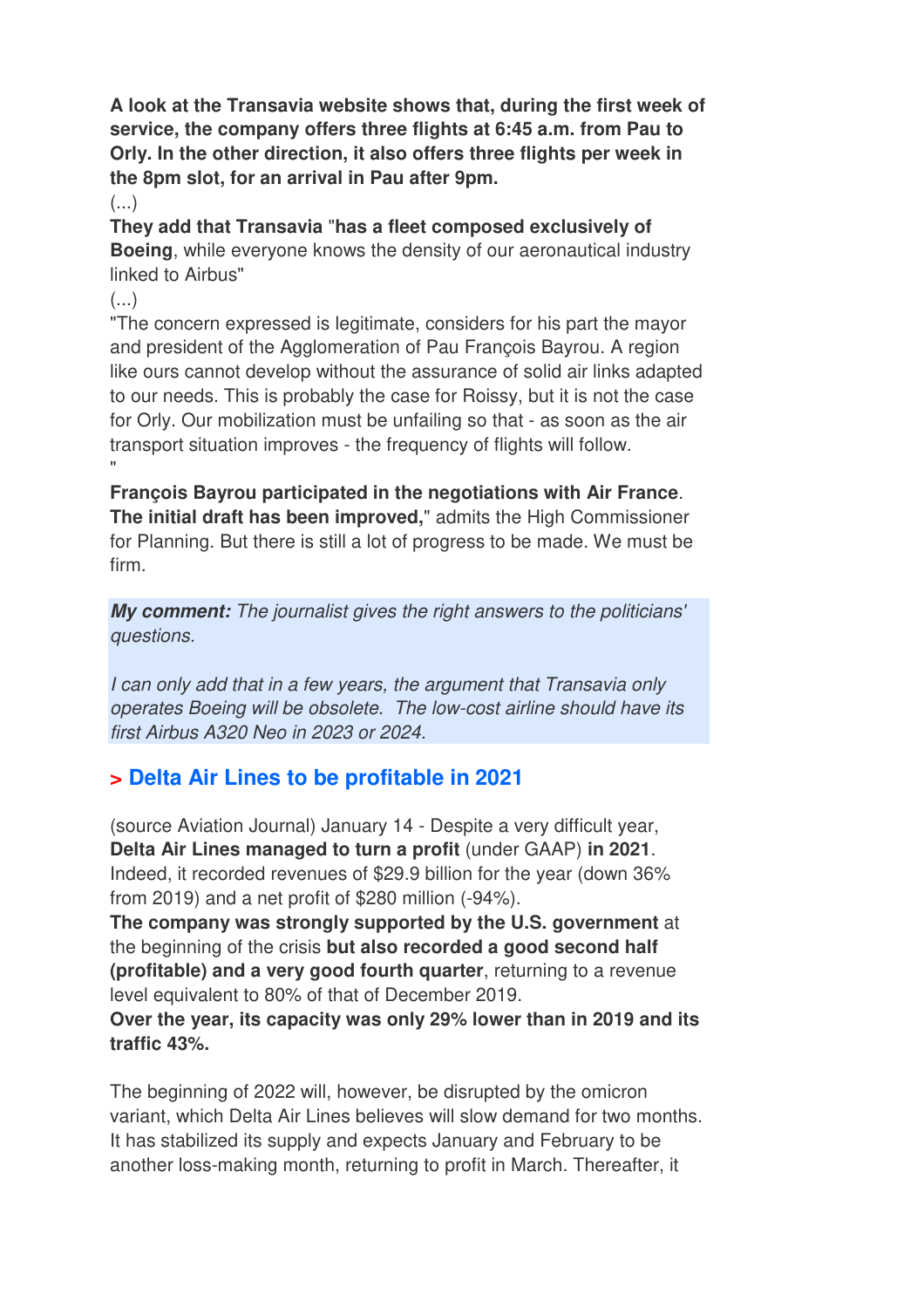**A look at the Transavia website shows that, during the first week of service, the company offers three flights at 6:45 a.m. from Pau to Orly. In the other direction, it also offers three flights per week in the 8pm slot, for an arrival in Pau after 9pm.**

(...)

**They add that Transavia** "**has a fleet composed exclusively of Boeing**, while everyone knows the density of our aeronautical industry linked to Airbus"

(...)

"The concern expressed is legitimate, considers for his part the mayor and president of the Agglomeration of Pau François Bayrou. A region like ours cannot develop without the assurance of solid air links adapted to our needs. This is probably the case for Roissy, but it is not the case for Orly. Our mobilization must be unfailing so that - as soon as the air transport situation improves - the frequency of flights will follow. "

**François Bayrou participated in the negotiations with Air France**. **The initial draft has been improved,**" admits the High Commissioner for Planning. But there is still a lot of progress to be made. We must be firm.

***My comment:*** *The journalist gives the right answers to the politicians' questions.*

*I can only add that in a few years, the argument that Transavia only operates Boeing will be obsolete. The low-cost airline should have its first Airbus A320 Neo in 2023 or 2024.*

## > Delta Air Lines to be profitable in 2021

(source Aviation Journal) January 14 - Despite a very difficult year, **Delta Air Lines managed to turn a profit** (under GAAP) **in 2021**. Indeed, it recorded revenues of $29.9 billion for the year (down 36% from 2019) and a net profit of $280 million (-94%).

**The company was strongly supported by the U.S. government** at the beginning of the crisis **but also recorded a good second half (profitable) and a very good fourth quarter**, returning to a revenue level equivalent to 80% of that of December 2019.

**Over the year, its capacity was only 29% lower than in 2019 and its traffic 43%.**

The beginning of 2022 will, however, be disrupted by the omicron variant, which Delta Air Lines believes will slow demand for two months. It has stabilized its supply and expects January and February to be another loss-making month, returning to profit in March. Thereafter, it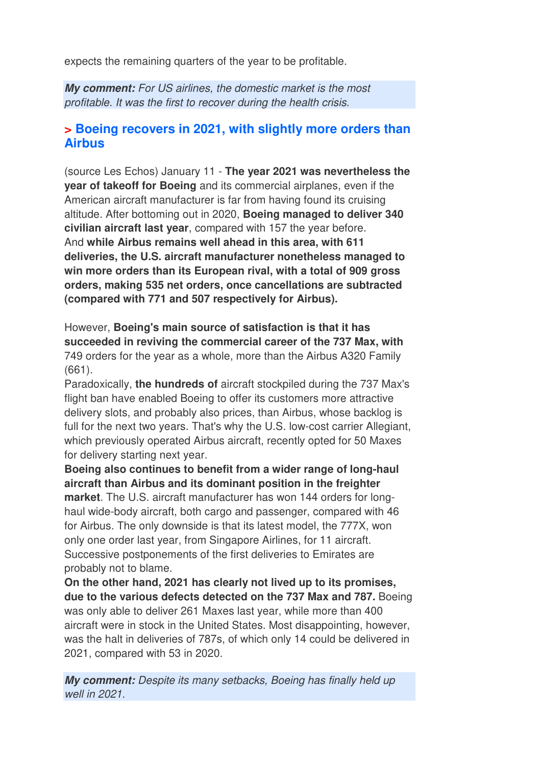expects the remaining quarters of the year to be profitable.

***My comment:** For US airlines, the domestic market is the most profitable. It was the first to recover during the health crisis.*

## > Boeing recovers in 2021, with slightly more orders than Airbus

(source Les Echos) January 11 - **The year 2021 was nevertheless the year of takeoff for Boeing** and its commercial airplanes, even if the American aircraft manufacturer is far from having found its cruising altitude. After bottoming out in 2020, **Boeing managed to deliver 340 civilian aircraft last year**, compared with 157 the year before.
And **while Airbus remains well ahead in this area, with 611 deliveries, the U.S. aircraft manufacturer nonetheless managed to win more orders than its European rival, with a total of 909 gross orders, making 535 net orders, once cancellations are subtracted (compared with 771 and 507 respectively for Airbus).**

However, **Boeing's main source of satisfaction is that it has succeeded in reviving the commercial career of the 737 Max, with** 749 orders for the year as a whole, more than the Airbus A320 Family (661).
Paradoxically, **the hundreds of** aircraft stockpiled during the 737 Max's flight ban have enabled Boeing to offer its customers more attractive delivery slots, and probably also prices, than Airbus, whose backlog is full for the next two years. That's why the U.S. low-cost carrier Allegiant, which previously operated Airbus aircraft, recently opted for 50 Maxes for delivery starting next year.
**Boeing also continues to benefit from a wider range of long-haul aircraft than Airbus and its dominant position in the freighter market**. The U.S. aircraft manufacturer has won 144 orders for long-haul wide-body aircraft, both cargo and passenger, compared with 46 for Airbus. The only downside is that its latest model, the 777X, won only one order last year, from Singapore Airlines, for 11 aircraft. Successive postponements of the first deliveries to Emirates are probably not to blame.
**On the other hand, 2021 has clearly not lived up to its promises, due to the various defects detected on the 737 Max and 787.** Boeing was only able to deliver 261 Maxes last year, while more than 400 aircraft were in stock in the United States. Most disappointing, however, was the halt in deliveries of 787s, of which only 14 could be delivered in 2021, compared with 53 in 2020.

***My comment:** Despite its many setbacks, Boeing has finally held up well in 2021.*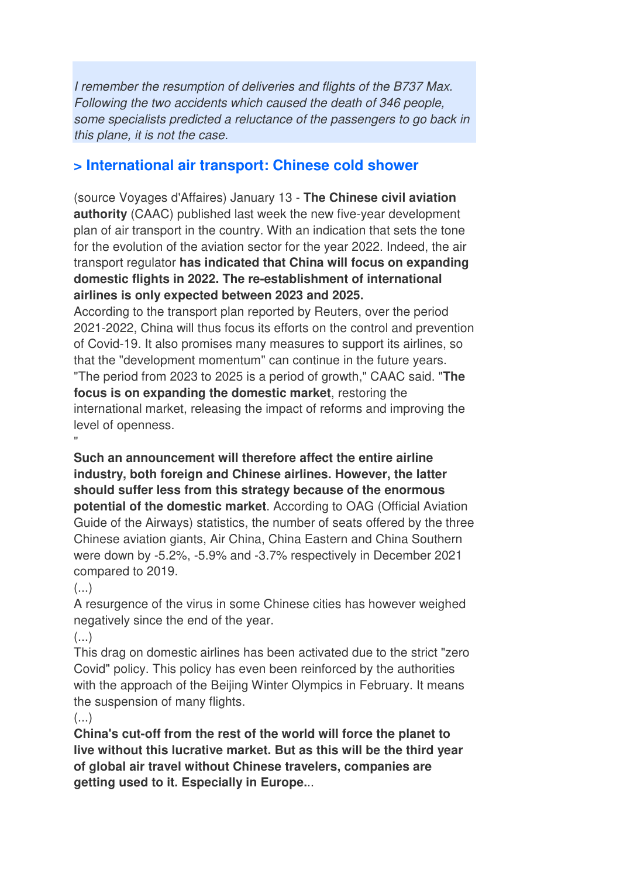*I remember the resumption of deliveries and flights of the B737 Max. Following the two accidents which caused the death of 346 people, some specialists predicted a reluctance of the passengers to go back in this plane, it is not the case.*

## > International air transport: Chinese cold shower

(source Voyages d'Affaires) January 13 - **The Chinese civil aviation authority** (CAAC) published last week the new five-year development plan of air transport in the country. With an indication that sets the tone for the evolution of the aviation sector for the year 2022. Indeed, the air transport regulator **has indicated that China will focus on expanding domestic flights in 2022. The re-establishment of international airlines is only expected between 2023 and 2025.**
According to the transport plan reported by Reuters, over the period 2021-2022, China will thus focus its efforts on the control and prevention of Covid-19. It also promises many measures to support its airlines, so that the "development momentum" can continue in the future years. "The period from 2023 to 2025 is a period of growth," CAAC said. "**The focus is on expanding the domestic market**, restoring the international market, releasing the impact of reforms and improving the level of openness.
"

**Such an announcement will therefore affect the entire airline industry, both foreign and Chinese airlines. However, the latter should suffer less from this strategy because of the enormous potential of the domestic market**. According to OAG (Official Aviation Guide of the Airways) statistics, the number of seats offered by the three Chinese aviation giants, Air China, China Eastern and China Southern were down by -5.2%, -5.9% and -3.7% respectively in December 2021 compared to 2019.
(...)
A resurgence of the virus in some Chinese cities has however weighed negatively since the end of the year.
(...)
This drag on domestic airlines has been activated due to the strict "zero Covid" policy. This policy has even been reinforced by the authorities with the approach of the Beijing Winter Olympics in February. It means the suspension of many flights.
(...)
**China's cut-off from the rest of the world will force the planet to live without this lucrative market. But as this will be the third year of global air travel without Chinese travelers, companies are getting used to it. Especially in Europe.**..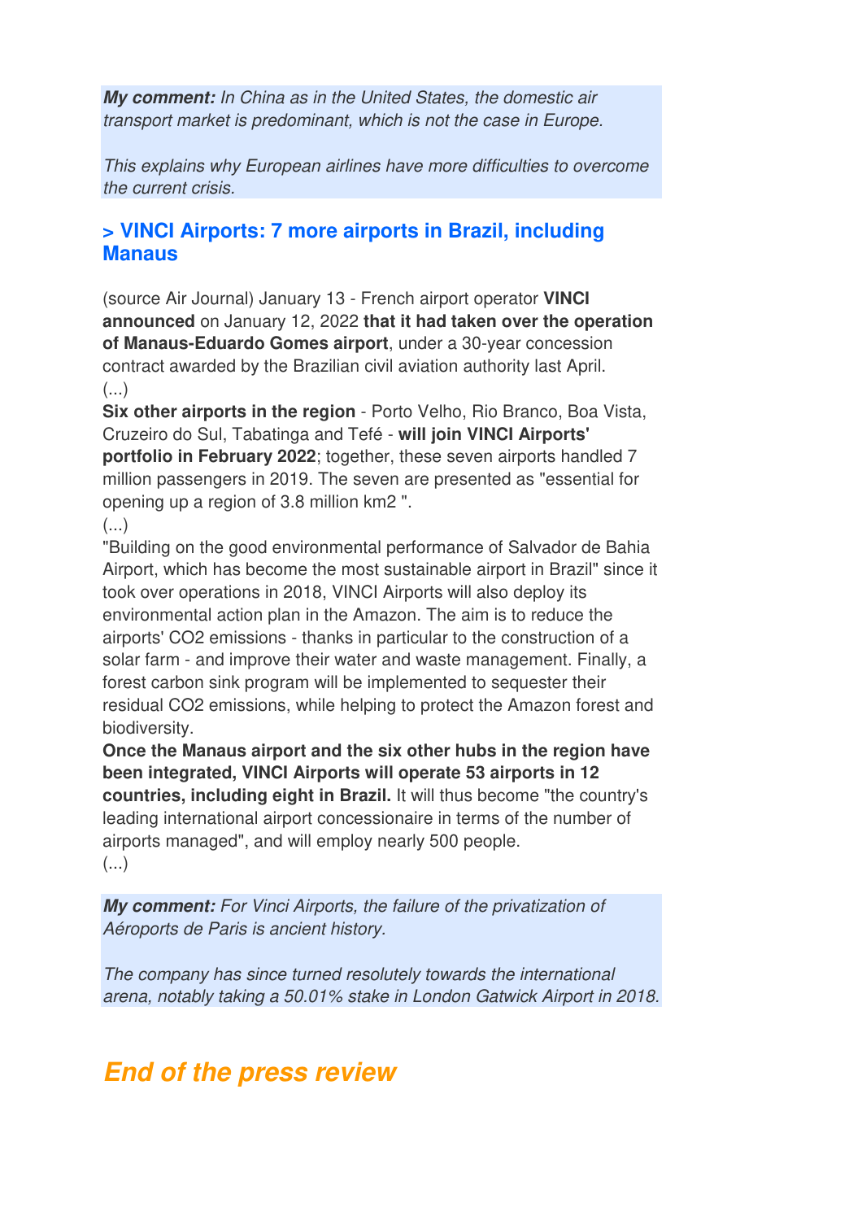***My comment:*** *In China as in the United States, the domestic air transport market is predominant, which is not the case in Europe.*

*This explains why European airlines have more difficulties to overcome the current crisis.*

## > VINCI Airports: 7 more airports in Brazil, including Manaus

(source Air Journal) January 13 - French airport operator **VINCI announced** on January 12, 2022 **that it had taken over the operation of Manaus-Eduardo Gomes airport**, under a 30-year concession contract awarded by the Brazilian civil aviation authority last April.
(...)
**Six other airports in the region** - Porto Velho, Rio Branco, Boa Vista, Cruzeiro do Sul, Tabatinga and Tefé - **will join VINCI Airports' portfolio in February 2022**; together, these seven airports handled 7 million passengers in 2019. The seven are presented as "essential for opening up a region of 3.8 million km2 ".
(...)
"Building on the good environmental performance of Salvador de Bahia Airport, which has become the most sustainable airport in Brazil" since it took over operations in 2018, VINCI Airports will also deploy its environmental action plan in the Amazon. The aim is to reduce the airports' $CO_2$ emissions - thanks in particular to the construction of a solar farm - and improve their water and waste management. Finally, a forest carbon sink program will be implemented to sequester their residual $CO_2$ emissions, while helping to protect the Amazon forest and biodiversity.
**Once the Manaus airport and the six other hubs in the region have been integrated, VINCI Airports will operate 53 airports in 12 countries, including eight in Brazil.** It will thus become "the country's leading international airport concessionaire in terms of the number of airports managed", and will employ nearly 500 people.
(...)

***My comment:*** *For Vinci Airports, the failure of the privatization of Aéroports de Paris is ancient history.*

*The company has since turned resolutely towards the international arena, notably taking a 50.01% stake in London Gatwick Airport in 2018.*

# *End of the press review*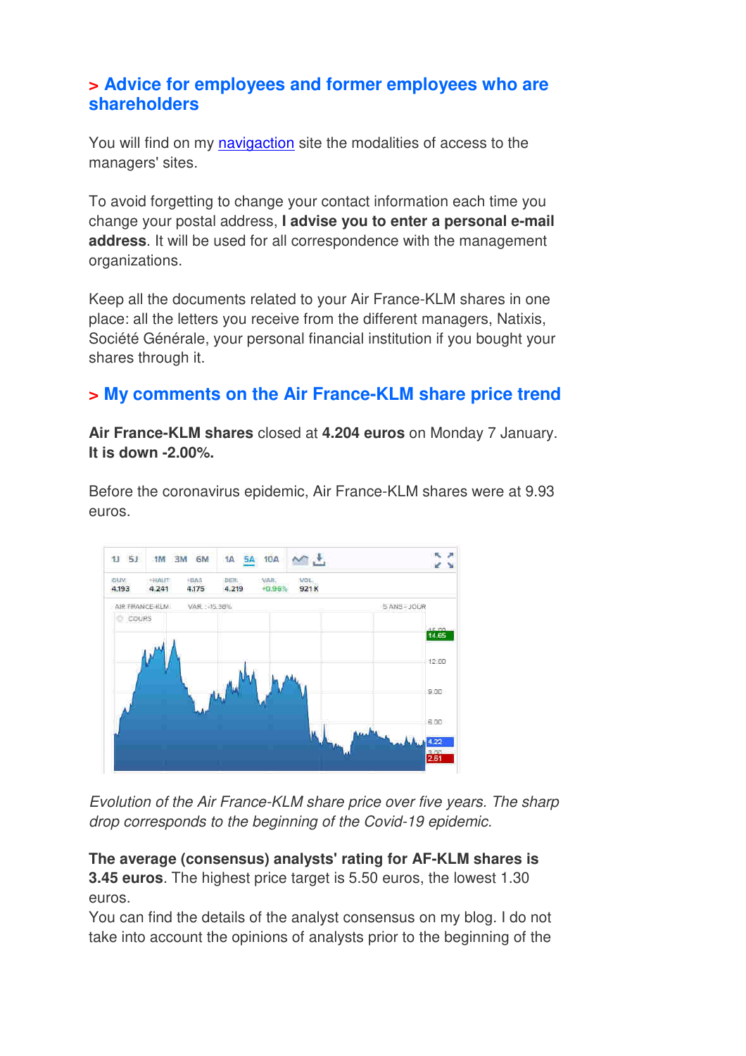## > Advice for employees and former employees who are shareholders

You will find on my [navigaction](navigaction) site the modalities of access to the managers' sites.

To avoid forgetting to change your contact information each time you change your postal address, **I advise you to enter a personal e-mail address**. It will be used for all correspondence with the management organizations.

Keep all the documents related to your Air France-KLM shares in one place: all the letters you receive from the different managers, Natixis, Société Générale, your personal financial institution if you bought your shares through it.

## > My comments on the Air France-KLM share price trend

**Air France-KLM shares** closed at **4.204 euros** on Monday 7 January. **It is down -2.00%.**

Before the coronavirus epidemic, Air France-KLM shares were at 9.93 euros.

*Evolution of the Air France-KLM share price over five years. The sharp drop corresponds to the beginning of the Covid-19 epidemic.*

**The average (consensus) analysts' rating for AF-KLM shares is 3.45 euros**. The highest price target is 5.50 euros, the lowest 1.30 euros.

You can find the details of the analyst consensus on my blog. I do not take into account the opinions of analysts prior to the beginning of the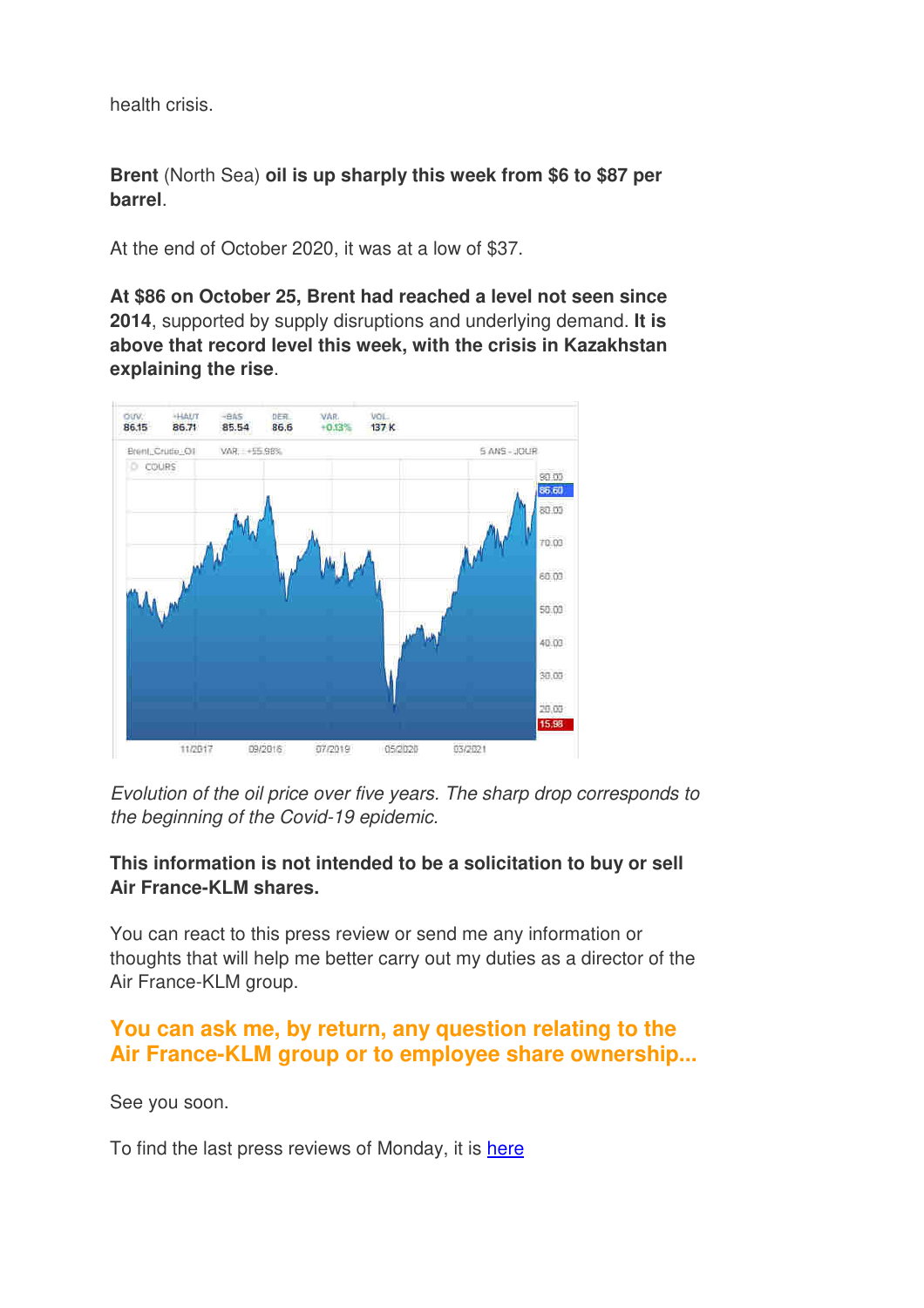health crisis.

**Brent** (North Sea) **oil is up sharply this week from $6 to $87 per barrel**.

At the end of October 2020, it was at a low of $37.

**At $86 on October 25, Brent had reached a level not seen since 2014**, supported by supply disruptions and underlying demand. **It is above that record level this week, with the crisis in Kazakhstan explaining the rise**.

*Evolution of the oil price over five years. The sharp drop corresponds to the beginning of the Covid-19 epidemic.*

**This information is not intended to be a solicitation to buy or sell Air France-KLM shares.**

You can react to this press review or send me any information or thoughts that will help me better carry out my duties as a director of the Air France-KLM group.

**You can ask me, by return, any question relating to the Air France-KLM group or to employee share ownership...**

See you soon.

To find the last press reviews of Monday, it is here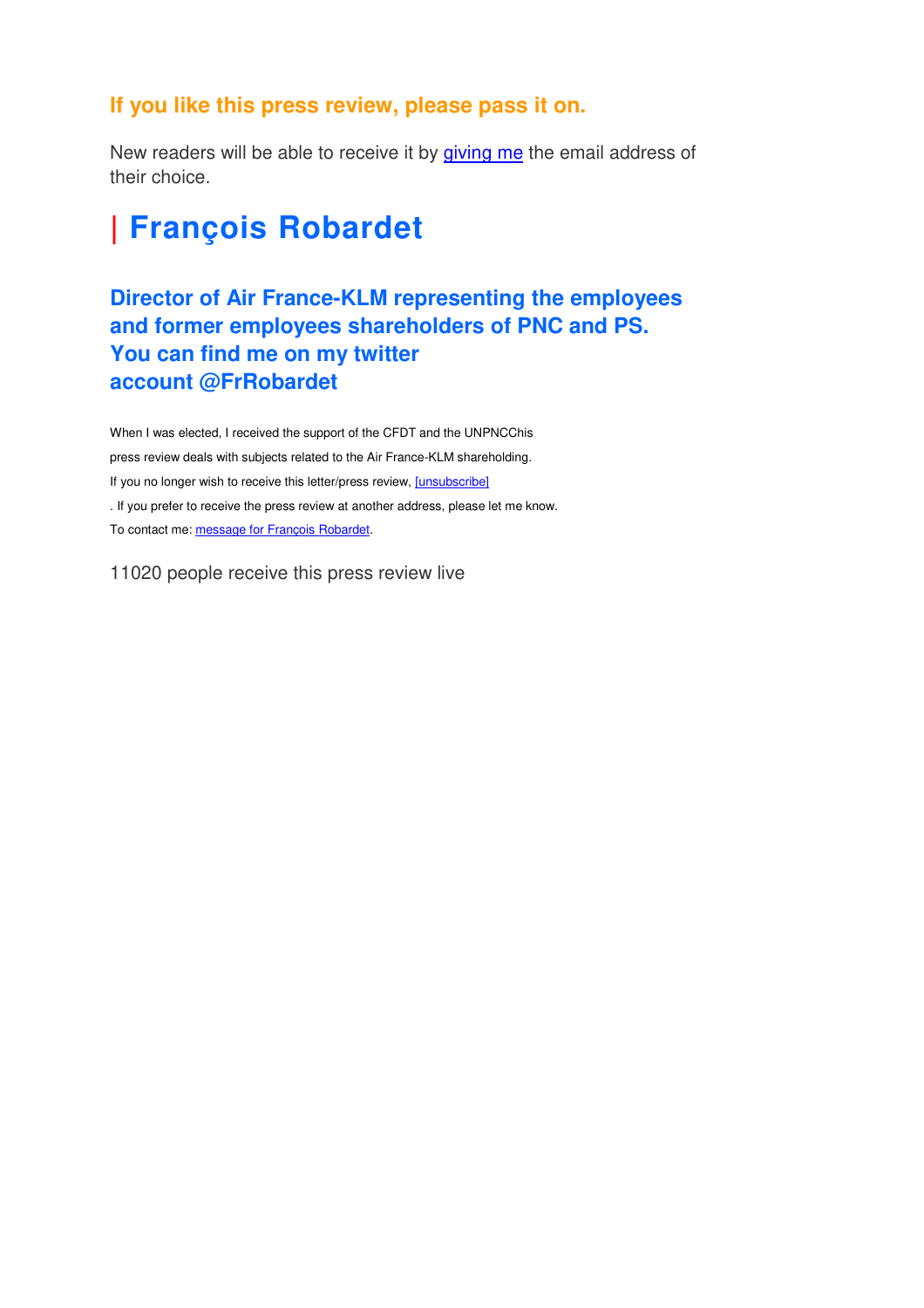## If you like this press review, please pass it on.

New readers will be able to receive it by giving me the email address of their choice.

# | François Robardet

### Director of Air France-KLM representing the employees and former employees shareholders of PNC and PS. You can find me on my twitter account @FrRobardet

When I was elected, I received the support of the CFDT and the UNPNCChis press review deals with subjects related to the Air France-KLM shareholding.

If you no longer wish to receive this letter/press review, [unsubscribe]

. If you prefer to receive the press review at another address, please let me know.

To contact me: message for François Robardet.

11020 people receive this press review live